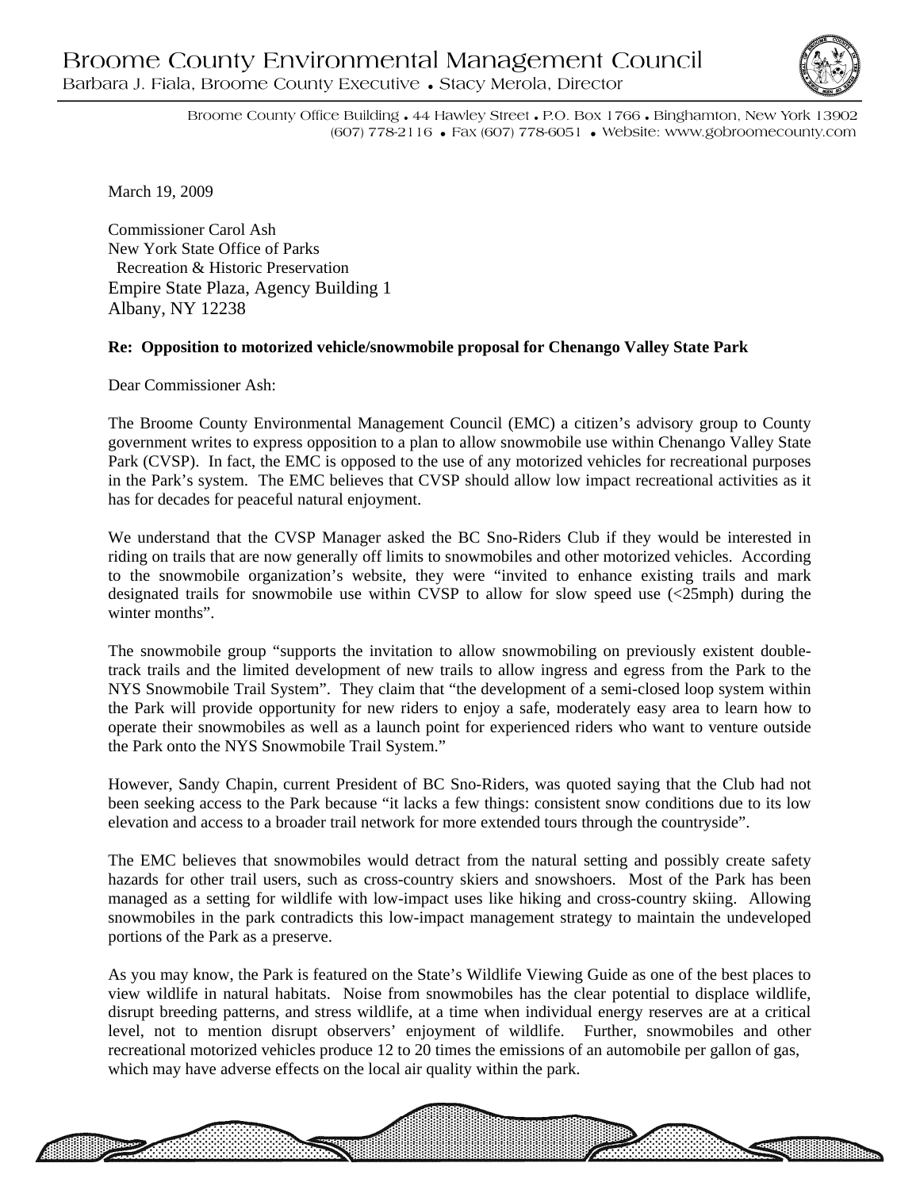# Broome County Environmental Management Council

Barbara J. Fiala, Broome County Executive • Stacy Merola, Director

Broome County Office Building • 44 Hawley Street • P.O. Box 1766 • Binghamton, New York 13902
(607) 778-2116 • Fax (607) 778-6051 • Website: www.gobroomecounty.com

March 19, 2009

Commissioner Carol Ash
New York State Office of Parks
Recreation & Historic Preservation
Empire State Plaza, Agency Building 1
Albany, NY 12238

**Re: Opposition to motorized vehicle/snowmobile proposal for Chenango Valley State Park**

Dear Commissioner Ash:

The Broome County Environmental Management Council (EMC) a citizen's advisory group to County government writes to express opposition to a plan to allow snowmobile use within Chenango Valley State Park (CVSP). In fact, the EMC is opposed to the use of any motorized vehicles for recreational purposes in the Park's system. The EMC believes that CVSP should allow low impact recreational activities as it has for decades for peaceful natural enjoyment.

We understand that the CVSP Manager asked the BC Sno-Riders Club if they would be interested in riding on trails that are now generally off limits to snowmobiles and other motorized vehicles. According to the snowmobile organization's website, they were "invited to enhance existing trails and mark designated trails for snowmobile use within CVSP to allow for slow speed use (<25mph) during the winter months".

The snowmobile group "supports the invitation to allow snowmobiling on previously existent double-track trails and the limited development of new trails to allow ingress and egress from the Park to the NYS Snowmobile Trail System". They claim that "the development of a semi-closed loop system within the Park will provide opportunity for new riders to enjoy a safe, moderately easy area to learn how to operate their snowmobiles as well as a launch point for experienced riders who want to venture outside the Park onto the NYS Snowmobile Trail System."

However, Sandy Chapin, current President of BC Sno-Riders, was quoted saying that the Club had not been seeking access to the Park because "it lacks a few things: consistent snow conditions due to its low elevation and access to a broader trail network for more extended tours through the countryside".

The EMC believes that snowmobiles would detract from the natural setting and possibly create safety hazards for other trail users, such as cross-country skiers and snowshoers. Most of the Park has been managed as a setting for wildlife with low-impact uses like hiking and cross-country skiing. Allowing snowmobiles in the park contradicts this low-impact management strategy to maintain the undeveloped portions of the Park as a preserve.

As you may know, the Park is featured on the State's Wildlife Viewing Guide as one of the best places to view wildlife in natural habitats. Noise from snowmobiles has the clear potential to displace wildlife, disrupt breeding patterns, and stress wildlife, at a time when individual energy reserves are at a critical level, not to mention disrupt observers' enjoyment of wildlife. Further, snowmobiles and other recreational motorized vehicles produce 12 to 20 times the emissions of an automobile per gallon of gas, which may have adverse effects on the local air quality within the park.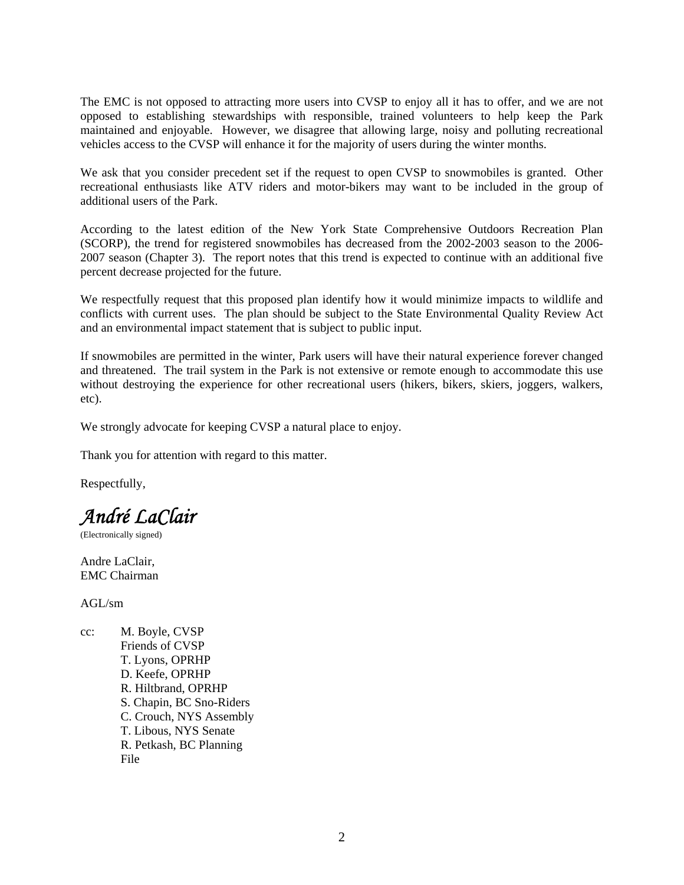The EMC is not opposed to attracting more users into CVSP to enjoy all it has to offer, and we are not opposed to establishing stewardships with responsible, trained volunteers to help keep the Park maintained and enjoyable. However, we disagree that allowing large, noisy and polluting recreational vehicles access to the CVSP will enhance it for the majority of users during the winter months.

We ask that you consider precedent set if the request to open CVSP to snowmobiles is granted. Other recreational enthusiasts like ATV riders and motor-bikers may want to be included in the group of additional users of the Park.

According to the latest edition of the New York State Comprehensive Outdoors Recreation Plan (SCORP), the trend for registered snowmobiles has decreased from the 2002-2003 season to the 2006-2007 season (Chapter 3). The report notes that this trend is expected to continue with an additional five percent decrease projected for the future.

We respectfully request that this proposed plan identify how it would minimize impacts to wildlife and conflicts with current uses. The plan should be subject to the State Environmental Quality Review Act and an environmental impact statement that is subject to public input.

If snowmobiles are permitted in the winter, Park users will have their natural experience forever changed and threatened. The trail system in the Park is not extensive or remote enough to accommodate this use without destroying the experience for other recreational users (hikers, bikers, skiers, joggers, walkers, etc).

We strongly advocate for keeping CVSP a natural place to enjoy.

Thank you for attention with regard to this matter.

Respectfully,

*André LaClair*
(Electronically signed)

Andre LaClair,
EMC Chairman

AGL/sm

cc: M. Boyle, CVSP
Friends of CVSP
T. Lyons, OPRHP
D. Keefe, OPRHP
R. Hiltbrand, OPRHP
S. Chapin, BC Sno-Riders
C. Crouch, NYS Assembly
T. Libous, NYS Senate
R. Petkash, BC Planning
File